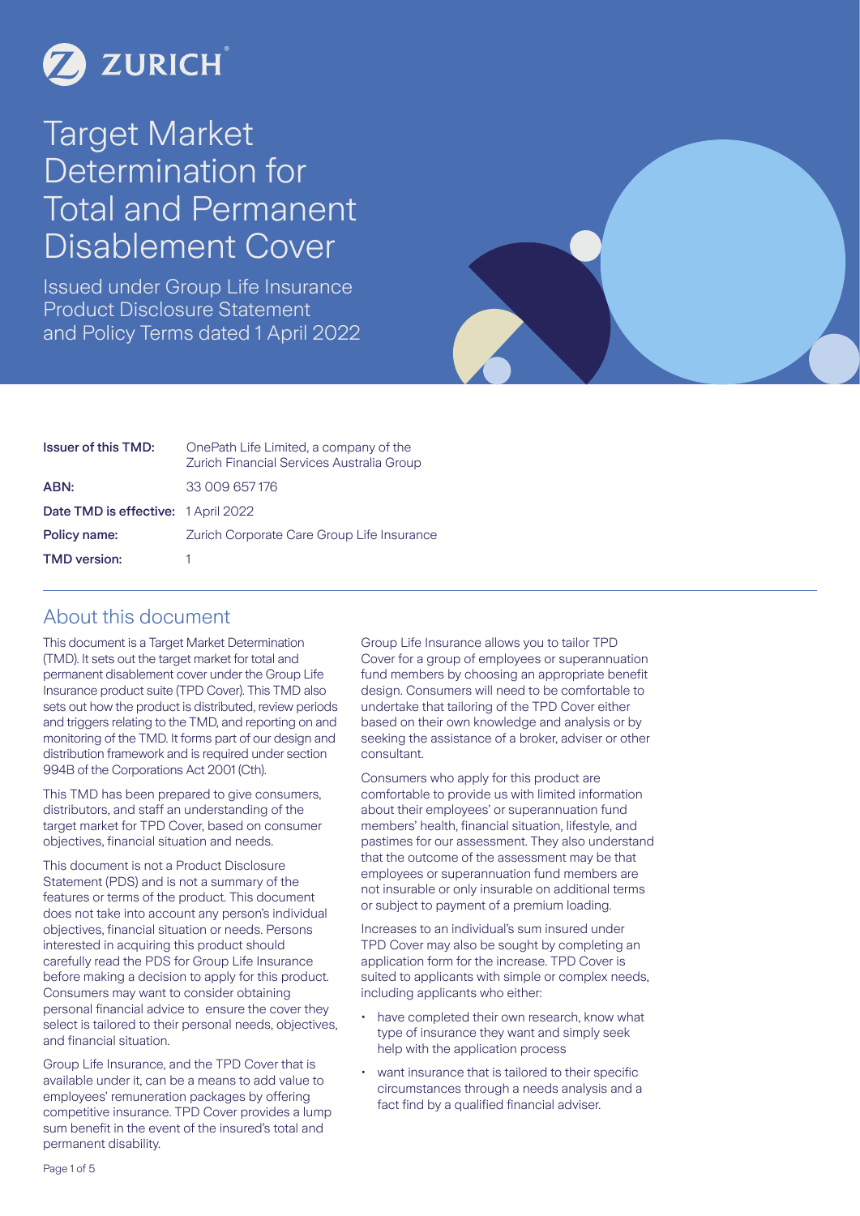ZURICH

# Target Market Determination for Total and Permanent Disablement Cover

Issued under Group Life Insurance Product Disclosure Statement and Policy Terms dated 1 April 2022

| | |
|---|---|
| **Issuer of this TMD:** | OnePath Life Limited, a company of the Zurich Financial Services Australia Group |
| **ABN:** | 33 009 657 176 |
| **Date TMD is effective:** | 1 April 2022 |
| **Policy name:** | Zurich Corporate Care Group Life Insurance |
| **TMD version:** | 1 |

## About this document

This document is a Target Market Determination (TMD). It sets out the target market for total and permanent disablement cover under the Group Life Insurance product suite (TPD Cover). This TMD also sets out how the product is distributed, review periods and triggers relating to the TMD, and reporting on and monitoring of the TMD. It forms part of our design and distribution framework and is required under section 994B of the Corporations Act 2001 (Cth).

This TMD has been prepared to give consumers, distributors, and staff an understanding of the target market for TPD Cover, based on consumer objectives, financial situation and needs.

This document is not a Product Disclosure Statement (PDS) and is not a summary of the features or terms of the product. This document does not take into account any person's individual objectives, financial situation or needs. Persons interested in acquiring this product should carefully read the PDS for Group Life Insurance before making a decision to apply for this product. Consumers may want to consider obtaining personal financial advice to ensure the cover they select is tailored to their personal needs, objectives, and financial situation.

Group Life Insurance, and the TPD Cover that is available under it, can be a means to add value to employees' remuneration packages by offering competitive insurance. TPD Cover provides a lump sum benefit in the event of the insured's total and permanent disability.

Group Life Insurance allows you to tailor TPD Cover for a group of employees or superannuation fund members by choosing an appropriate benefit design. Consumers will need to be comfortable to undertake that tailoring of the TPD Cover either based on their own knowledge and analysis or by seeking the assistance of a broker, adviser or other consultant.

Consumers who apply for this product are comfortable to provide us with limited information about their employees' or superannuation fund members' health, financial situation, lifestyle, and pastimes for our assessment. They also understand that the outcome of the assessment may be that employees or superannuation fund members are not insurable or only insurable on additional terms or subject to payment of a premium loading.

Increases to an individual's sum insured under TPD Cover may also be sought by completing an application form for the increase. TPD Cover is suited to applicants with simple or complex needs, including applicants who either:

- have completed their own research, know what type of insurance they want and simply seek help with the application process
- want insurance that is tailored to their specific circumstances through a needs analysis and a fact find by a qualified financial adviser.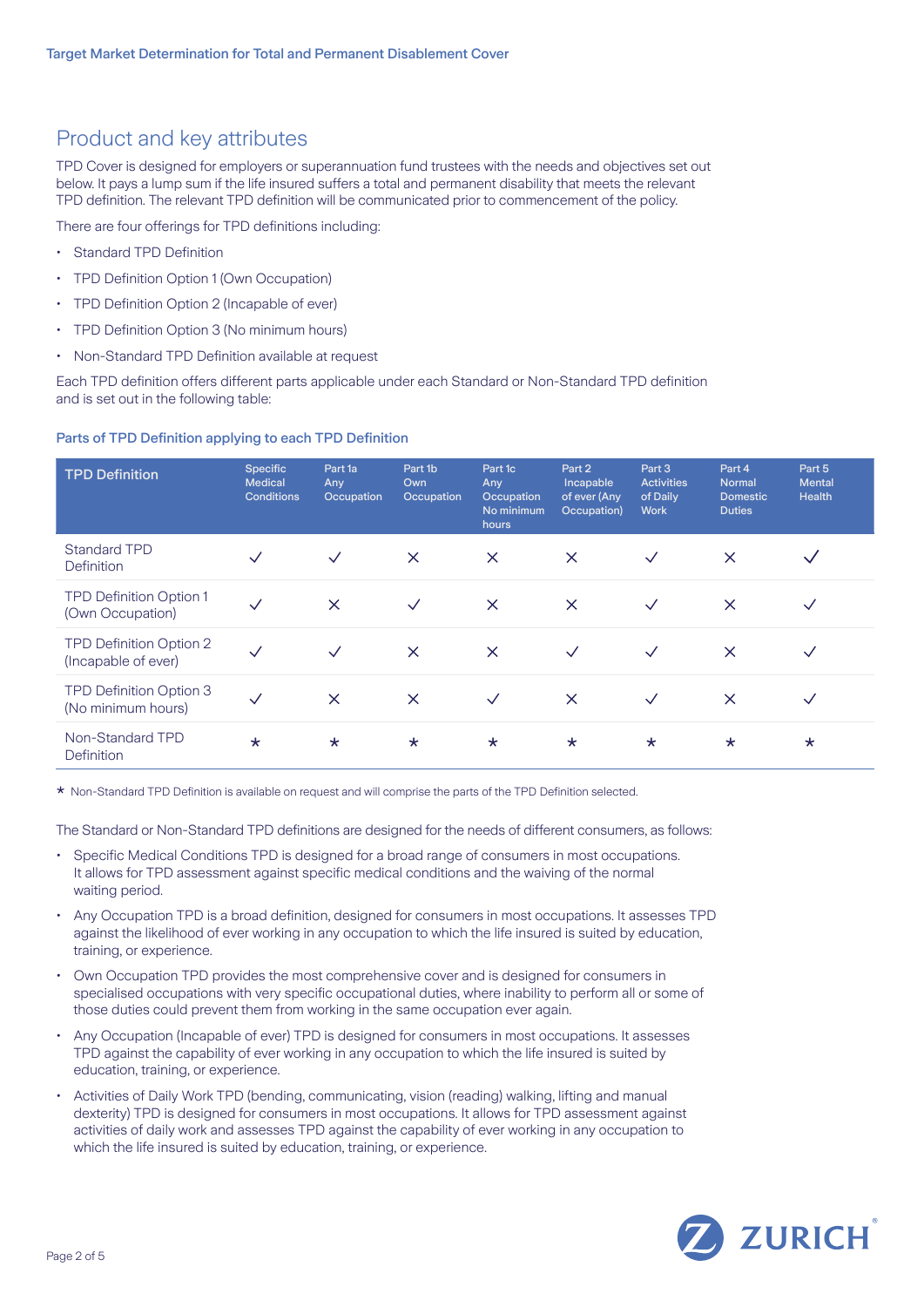## Product and key attributes

TPD Cover is designed for employers or superannuation fund trustees with the needs and objectives set out below. It pays a lump sum if the life insured suffers a total and permanent disability that meets the relevant TPD definition. The relevant TPD definition will be communicated prior to commencement of the policy.

There are four offerings for TPD definitions including:

- Standard TPD Definition
- TPD Definition Option 1 (Own Occupation)
- TPD Definition Option 2 (Incapable of ever)
- TPD Definition Option 3 (No minimum hours)
- Non-Standard TPD Definition available at request

Each TPD definition offers different parts applicable under each Standard or Non-Standard TPD definition and is set out in the following table:

### Parts of TPD Definition applying to each TPD Definition

| TPD Definition | Specific Medical Conditions | Part 1a Any Occupation | Part 1b Own Occupation | Part 1c Any Occupation No minimum hours | Part 2 Incapable of ever (Any Occupation) | Part 3 Activities of Daily Work | Part 4 Normal Domestic Duties | Part 5 Mental Health |
|---|---|---|---|---|---|---|---|---|
| Standard TPD Definition | ✓ | ✓ | ✕ | ✕ | ✕ | ✓ | ✕ | ✓ |
| TPD Definition Option 1 (Own Occupation) | ✓ | ✕ | ✓ | ✕ | ✕ | ✓ | ✕ | ✓ |
| TPD Definition Option 2 (Incapable of ever) | ✓ | ✓ | ✕ | ✕ | ✓ | ✓ | ✕ | ✓ |
| TPD Definition Option 3 (No minimum hours) | ✓ | ✕ | ✕ | ✓ | ✕ | ✓ | ✕ | ✓ |
| Non-Standard TPD Definition | * | * | * | * | * | * | * | * |

* Non-Standard TPD Definition is available on request and will comprise the parts of the TPD Definition selected.

The Standard or Non-Standard TPD definitions are designed for the needs of different consumers, as follows:

- Specific Medical Conditions TPD is designed for a broad range of consumers in most occupations. It allows for TPD assessment against specific medical conditions and the waiving of the normal waiting period.
- Any Occupation TPD is a broad definition, designed for consumers in most occupations. It assesses TPD against the likelihood of ever working in any occupation to which the life insured is suited by education, training, or experience.
- Own Occupation TPD provides the most comprehensive cover and is designed for consumers in specialised occupations with very specific occupational duties, where inability to perform all or some of those duties could prevent them from working in the same occupation ever again.
- Any Occupation (Incapable of ever) TPD is designed for consumers in most occupations. It assesses TPD against the capability of ever working in any occupation to which the life insured is suited by education, training, or experience.
- Activities of Daily Work TPD (bending, communicating, vision (reading) walking, lifting and manual dexterity) TPD is designed for consumers in most occupations. It allows for TPD assessment against activities of daily work and assesses TPD against the capability of ever working in any occupation to which the life insured is suited by education, training, or experience.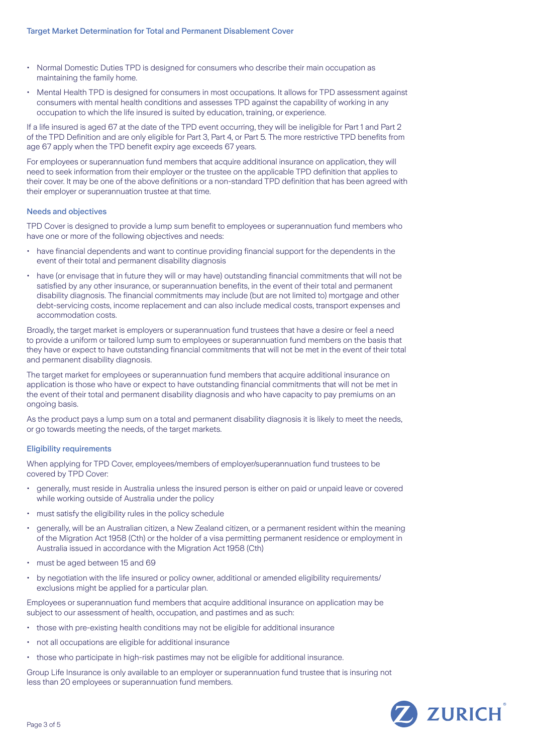- Normal Domestic Duties TPD is designed for consumers who describe their main occupation as maintaining the family home.
- Mental Health TPD is designed for consumers in most occupations. It allows for TPD assessment against consumers with mental health conditions and assesses TPD against the capability of working in any occupation to which the life insured is suited by education, training, or experience.

If a life insured is aged 67 at the date of the TPD event occurring, they will be ineligible for Part 1 and Part 2 of the TPD Definition and are only eligible for Part 3, Part 4, or Part 5. The more restrictive TPD benefits from age 67 apply when the TPD benefit expiry age exceeds 67 years.

For employees or superannuation fund members that acquire additional insurance on application, they will need to seek information from their employer or the trustee on the applicable TPD definition that applies to their cover. It may be one of the above definitions or a non-standard TPD definition that has been agreed with their employer or superannuation trustee at that time.

### Needs and objectives

TPD Cover is designed to provide a lump sum benefit to employees or superannuation fund members who have one or more of the following objectives and needs:

- have financial dependents and want to continue providing financial support for the dependents in the event of their total and permanent disability diagnosis
- have (or envisage that in future they will or may have) outstanding financial commitments that will not be satisfied by any other insurance, or superannuation benefits, in the event of their total and permanent disability diagnosis. The financial commitments may include (but are not limited to) mortgage and other debt-servicing costs, income replacement and can also include medical costs, transport expenses and accommodation costs.

Broadly, the target market is employers or superannuation fund trustees that have a desire or feel a need to provide a uniform or tailored lump sum to employees or superannuation fund members on the basis that they have or expect to have outstanding financial commitments that will not be met in the event of their total and permanent disability diagnosis.

The target market for employees or superannuation fund members that acquire additional insurance on application is those who have or expect to have outstanding financial commitments that will not be met in the event of their total and permanent disability diagnosis and who have capacity to pay premiums on an ongoing basis.

As the product pays a lump sum on a total and permanent disability diagnosis it is likely to meet the needs, or go towards meeting the needs, of the target markets.

### Eligibility requirements

When applying for TPD Cover, employees/members of employer/superannuation fund trustees to be covered by TPD Cover:

- generally, must reside in Australia unless the insured person is either on paid or unpaid leave or covered while working outside of Australia under the policy
- must satisfy the eligibility rules in the policy schedule
- generally, will be an Australian citizen, a New Zealand citizen, or a permanent resident within the meaning of the Migration Act 1958 (Cth) or the holder of a visa permitting permanent residence or employment in Australia issued in accordance with the Migration Act 1958 (Cth)
- must be aged between 15 and 69
- by negotiation with the life insured or policy owner, additional or amended eligibility requirements/exclusions might be applied for a particular plan.

Employees or superannuation fund members that acquire additional insurance on application may be subject to our assessment of health, occupation, and pastimes and as such:

- those with pre-existing health conditions may not be eligible for additional insurance
- not all occupations are eligible for additional insurance
- those who participate in high-risk pastimes may not be eligible for additional insurance.

Group Life Insurance is only available to an employer or superannuation fund trustee that is insuring not less than 20 employees or superannuation fund members.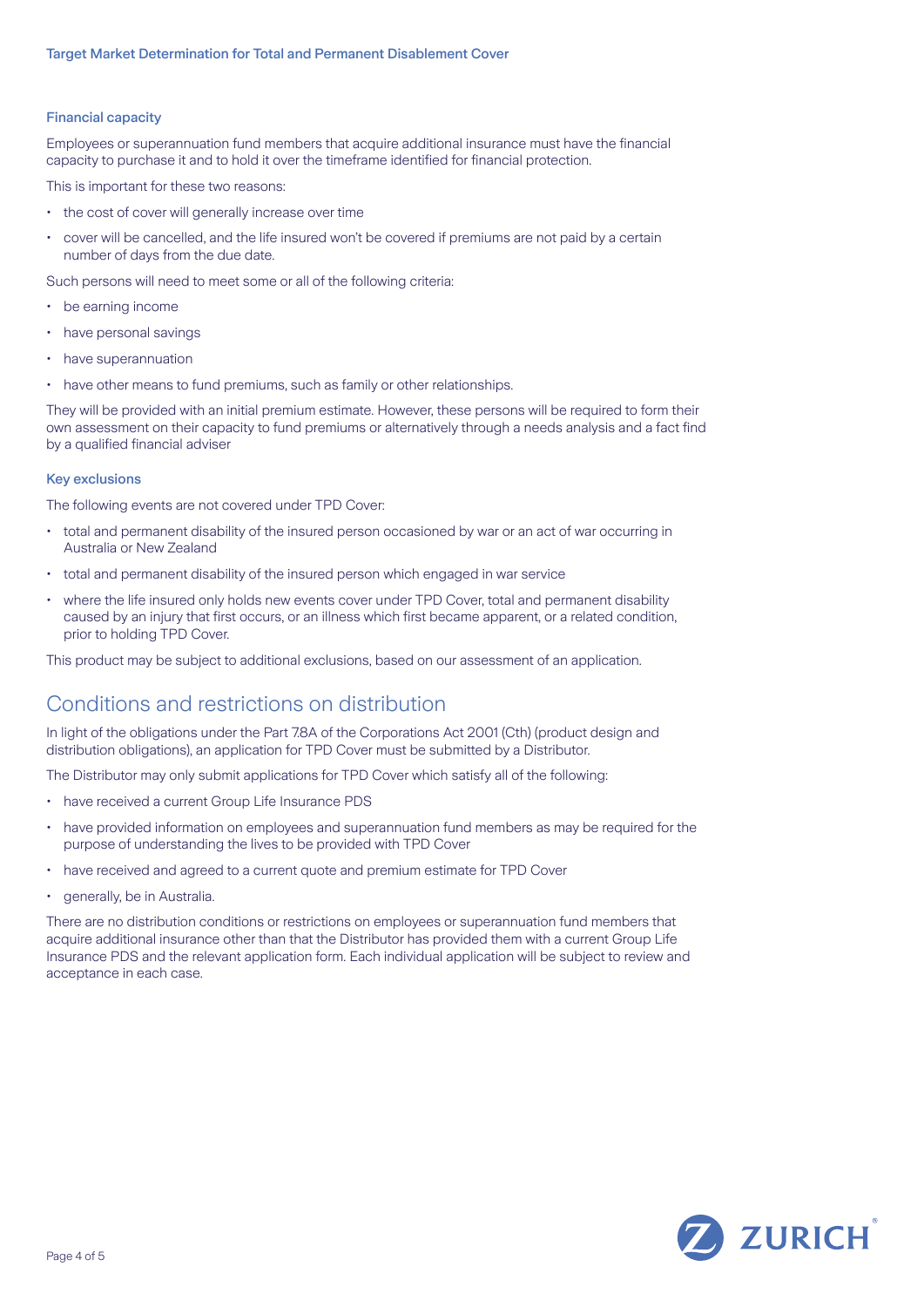### Financial capacity

Employees or superannuation fund members that acquire additional insurance must have the financial capacity to purchase it and to hold it over the timeframe identified for financial protection.

This is important for these two reasons:

- the cost of cover will generally increase over time
- cover will be cancelled, and the life insured won't be covered if premiums are not paid by a certain number of days from the due date.

Such persons will need to meet some or all of the following criteria:

- be earning income
- have personal savings
- have superannuation
- have other means to fund premiums, such as family or other relationships.

They will be provided with an initial premium estimate. However, these persons will be required to form their own assessment on their capacity to fund premiums or alternatively through a needs analysis and a fact find by a qualified financial adviser

### Key exclusions

The following events are not covered under TPD Cover:

- total and permanent disability of the insured person occasioned by war or an act of war occurring in Australia or New Zealand
- total and permanent disability of the insured person which engaged in war service
- where the life insured only holds new events cover under TPD Cover, total and permanent disability caused by an injury that first occurs, or an illness which first became apparent, or a related condition, prior to holding TPD Cover.

This product may be subject to additional exclusions, based on our assessment of an application.

## Conditions and restrictions on distribution

In light of the obligations under the Part 7.8A of the Corporations Act 2001 (Cth) (product design and distribution obligations), an application for TPD Cover must be submitted by a Distributor.

The Distributor may only submit applications for TPD Cover which satisfy all of the following:

- have received a current Group Life Insurance PDS
- have provided information on employees and superannuation fund members as may be required for the purpose of understanding the lives to be provided with TPD Cover
- have received and agreed to a current quote and premium estimate for TPD Cover
- generally, be in Australia.

There are no distribution conditions or restrictions on employees or superannuation fund members that acquire additional insurance other than that the Distributor has provided them with a current Group Life Insurance PDS and the relevant application form. Each individual application will be subject to review and acceptance in each case.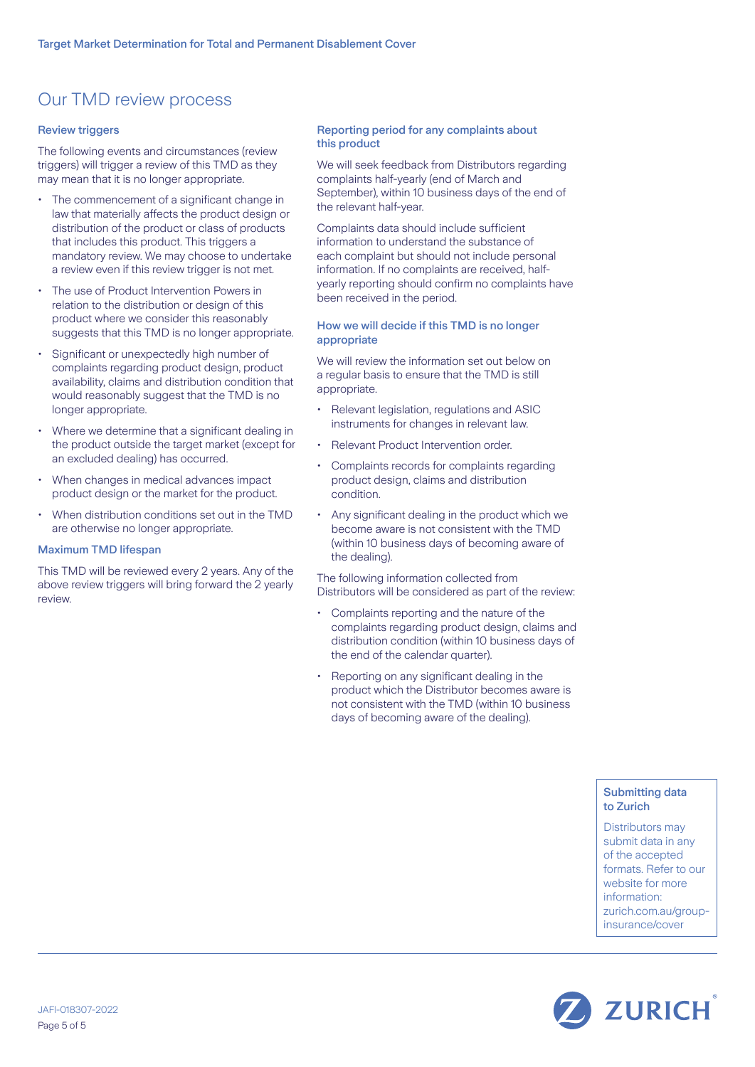## Our TMD review process

### Review triggers

The following events and circumstances (review triggers) will trigger a review of this TMD as they may mean that it is no longer appropriate.

- The commencement of a significant change in law that materially affects the product design or distribution of the product or class of products that includes this product. This triggers a mandatory review. We may choose to undertake a review even if this review trigger is not met.
- The use of Product Intervention Powers in relation to the distribution or design of this product where we consider this reasonably suggests that this TMD is no longer appropriate.
- Significant or unexpectedly high number of complaints regarding product design, product availability, claims and distribution condition that would reasonably suggest that the TMD is no longer appropriate.
- Where we determine that a significant dealing in the product outside the target market (except for an excluded dealing) has occurred.
- When changes in medical advances impact product design or the market for the product.
- When distribution conditions set out in the TMD are otherwise no longer appropriate.

### Maximum TMD lifespan

This TMD will be reviewed every 2 years. Any of the above review triggers will bring forward the 2 yearly review.

### Reporting period for any complaints about this product

We will seek feedback from Distributors regarding complaints half-yearly (end of March and September), within 10 business days of the end of the relevant half-year.

Complaints data should include sufficient information to understand the substance of each complaint but should not include personal information. If no complaints are received, half-yearly reporting should confirm no complaints have been received in the period.

### How we will decide if this TMD is no longer appropriate

We will review the information set out below on a regular basis to ensure that the TMD is still appropriate.

- Relevant legislation, regulations and ASIC instruments for changes in relevant law.
- Relevant Product Intervention order.
- Complaints records for complaints regarding product design, claims and distribution condition.
- Any significant dealing in the product which we become aware is not consistent with the TMD (within 10 business days of becoming aware of the dealing).

The following information collected from Distributors will be considered as part of the review:

- Complaints reporting and the nature of the complaints regarding product design, claims and distribution condition (within 10 business days of the end of the calendar quarter).
- Reporting on any significant dealing in the product which the Distributor becomes aware is not consistent with the TMD (within 10 business days of becoming aware of the dealing).

**Submitting data to Zurich**

Distributors may submit data in any of the accepted formats. Refer to our website for more information: zurich.com.au/group-insurance/cover

JAFI-018307-2022